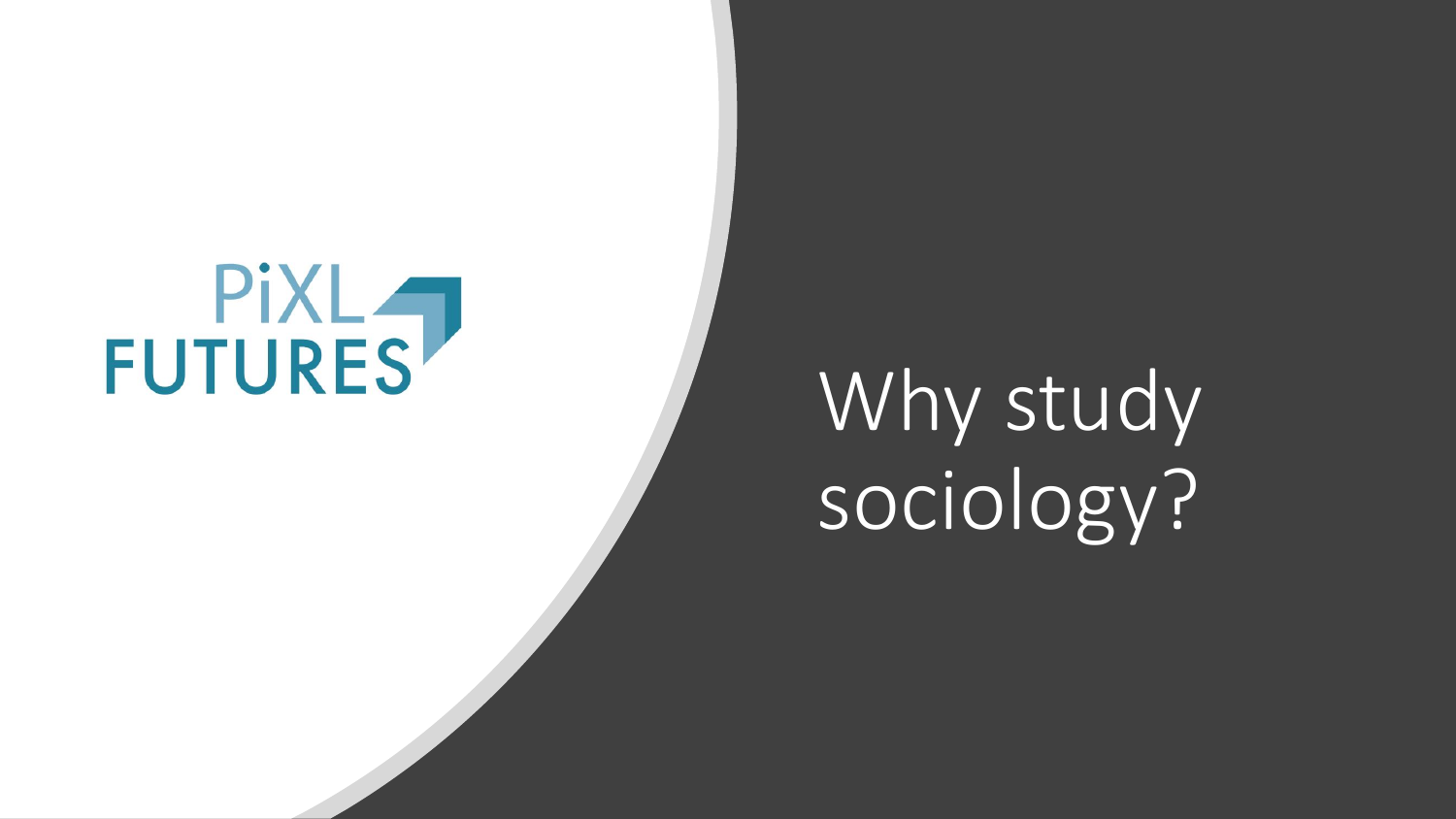PiXL FUTURES

# Why study sociology?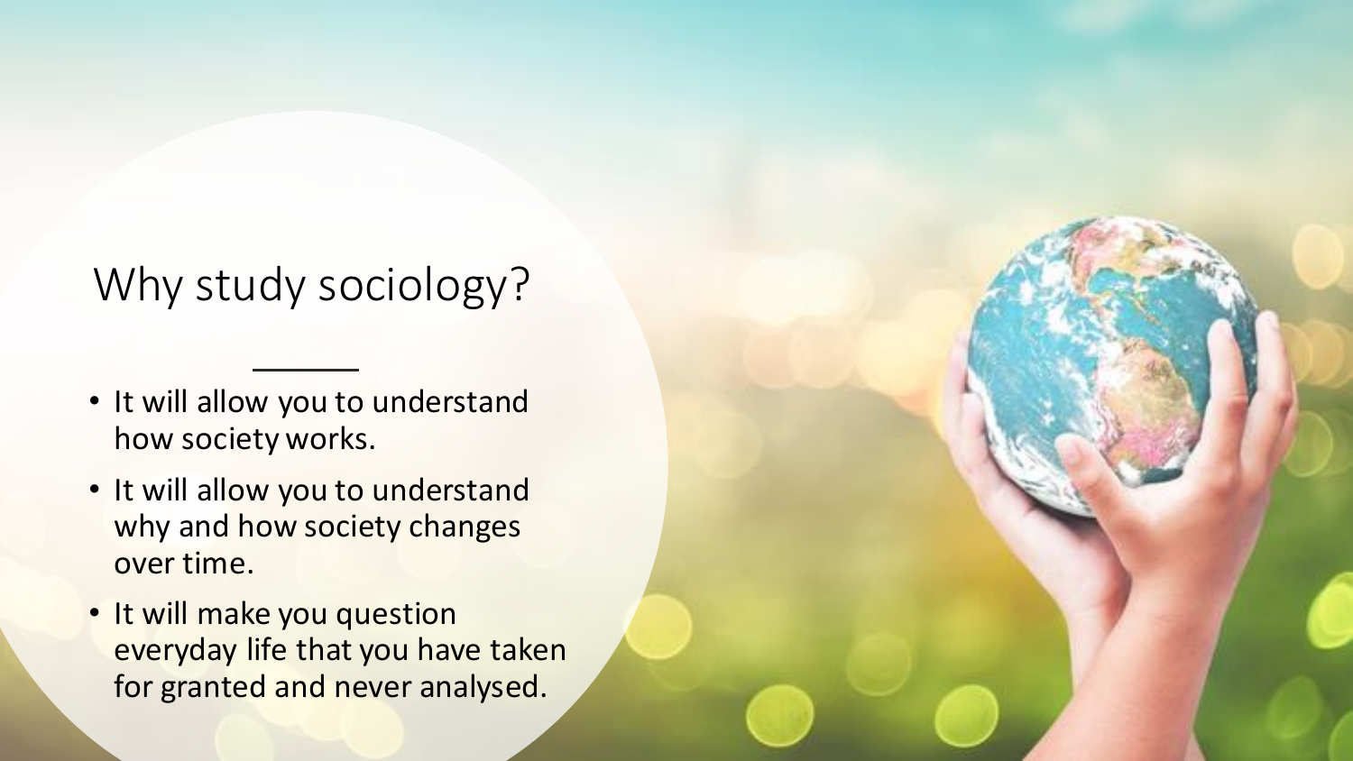# Why study sociology?

- It will allow you to understand how society works.
- It will allow you to understand why and how society changes over time.
- It will make you question everyday life that you have taken for granted and never analysed.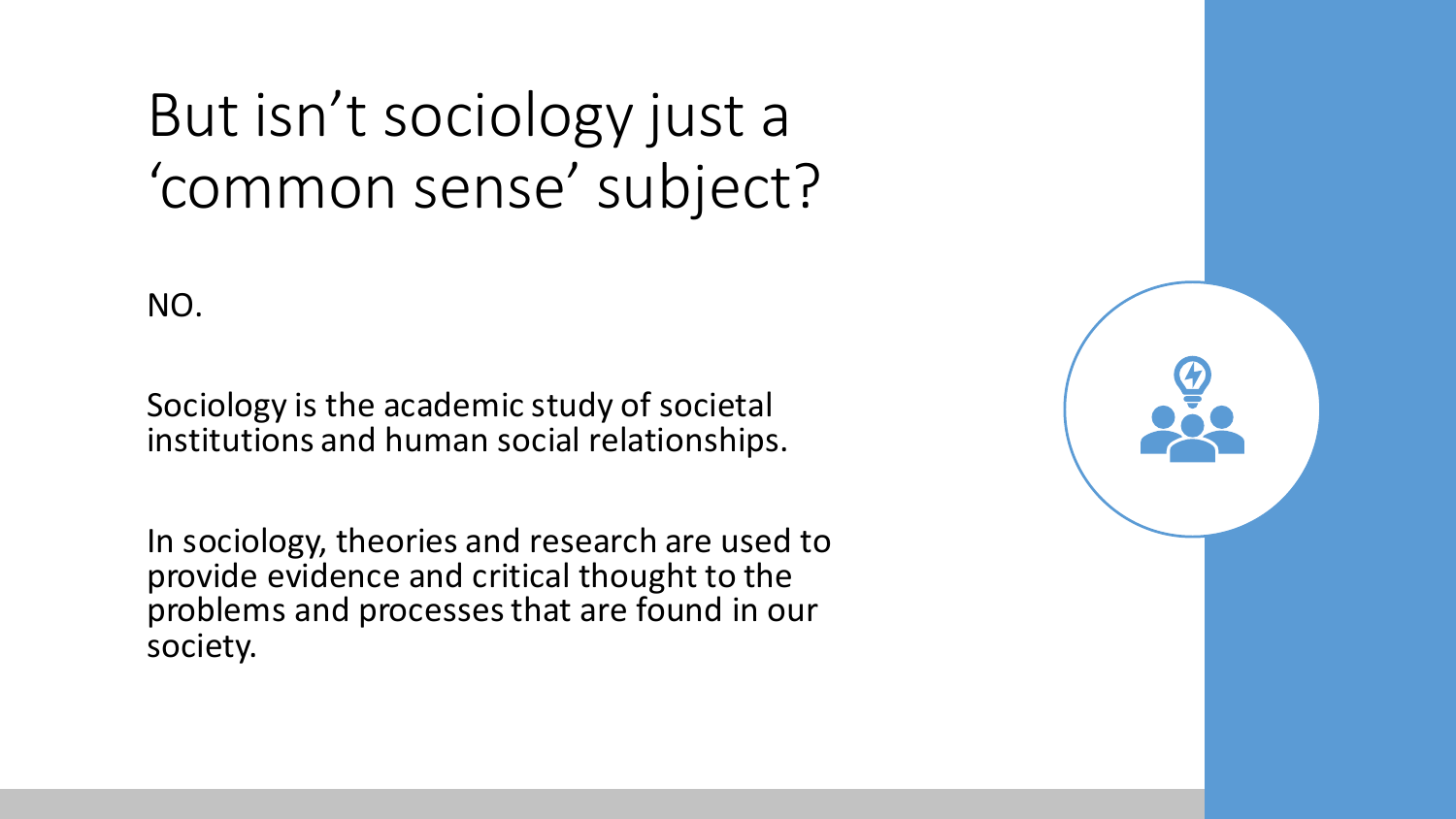# But isn't sociology just a 'common sense' subject?

NO.

Sociology is the academic study of societal institutions and human social relationships.

In sociology, theories and research are used to provide evidence and critical thought to the problems and processes that are found in our society.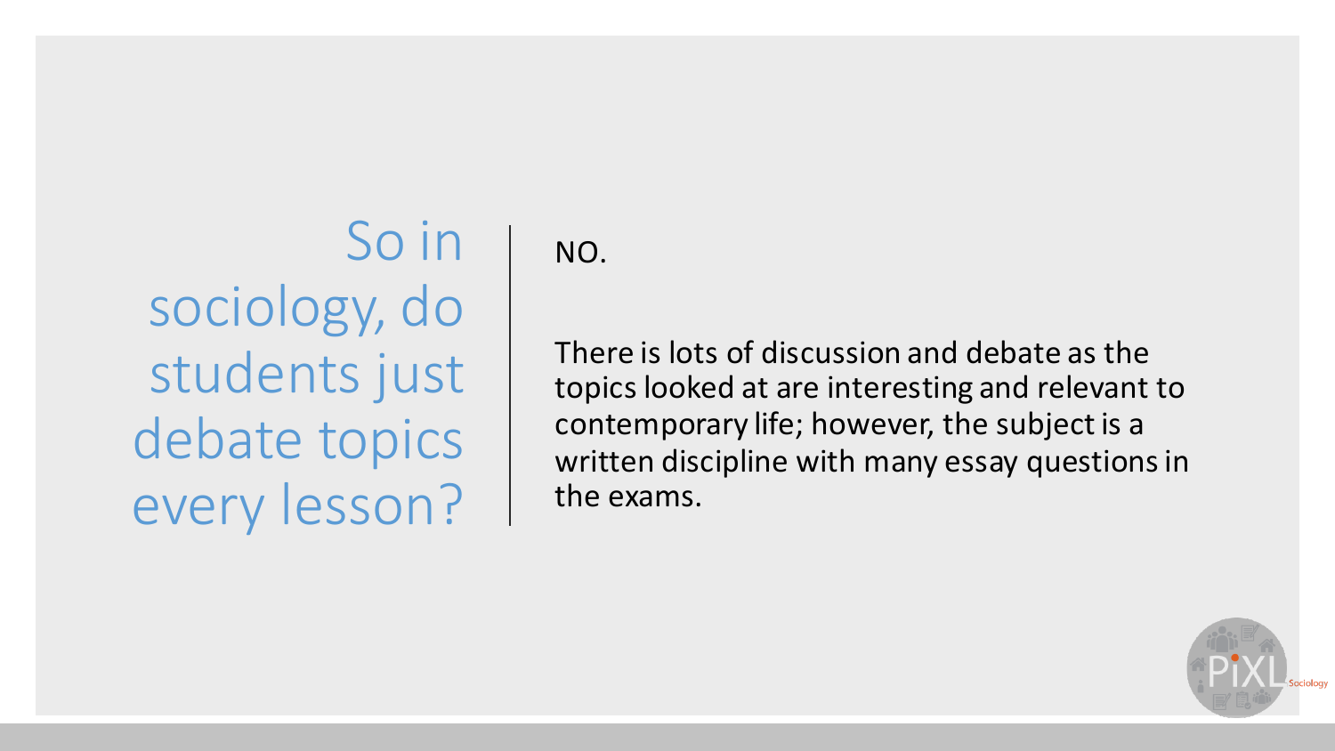# So in sociology, do students just debate topics every lesson?

NO.

There is lots of discussion and debate as the topics looked at are interesting and relevant to contemporary life; however, the subject is a written discipline with many essay questions in the exams.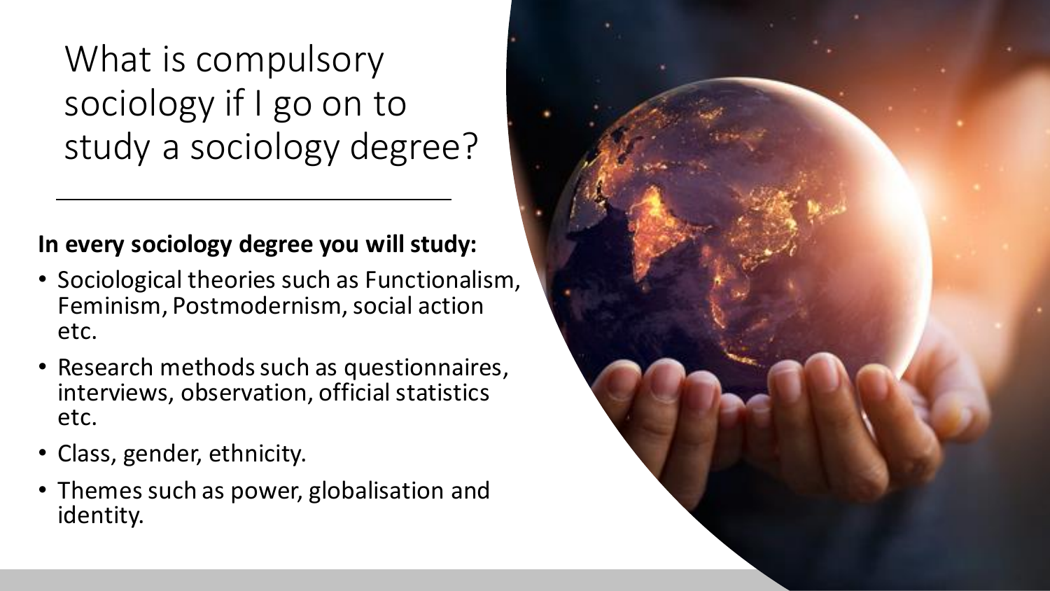# What is compulsory sociology if I go on to study a sociology degree?

**In every sociology degree you will study:**

- Sociological theories such as Functionalism, Feminism, Postmodernism, social action etc.
- Research methods such as questionnaires, interviews, observation, official statistics etc.
- Class, gender, ethnicity.
- Themes such as power, globalisation and identity.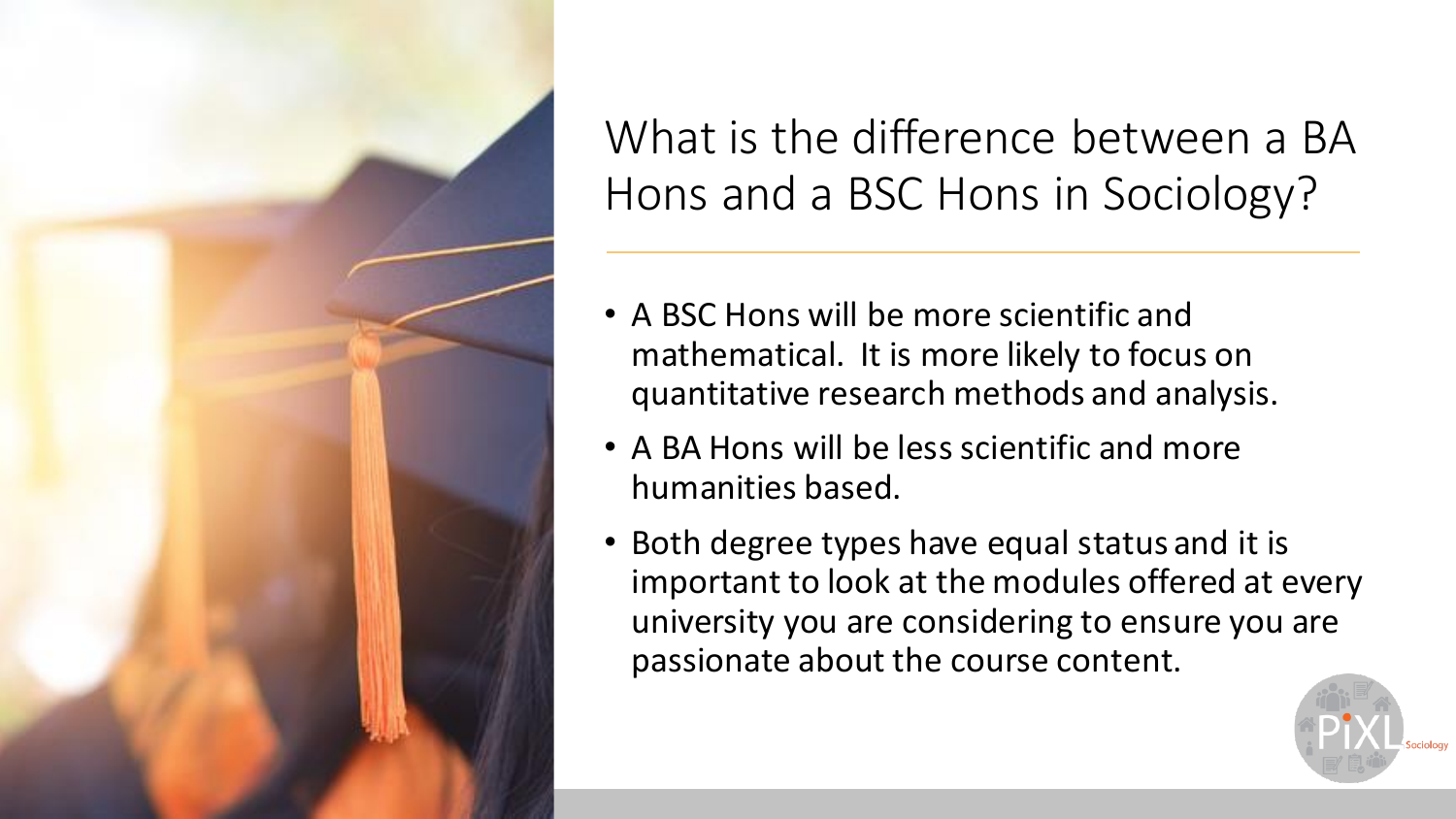# What is the difference between a BA Hons and a BSC Hons in Sociology?

- A BSC Hons will be more scientific and mathematical. It is more likely to focus on quantitative research methods and analysis.
- A BA Hons will be less scientific and more humanities based.
- Both degree types have equal status and it is important to look at the modules offered at every university you are considering to ensure you are passionate about the course content.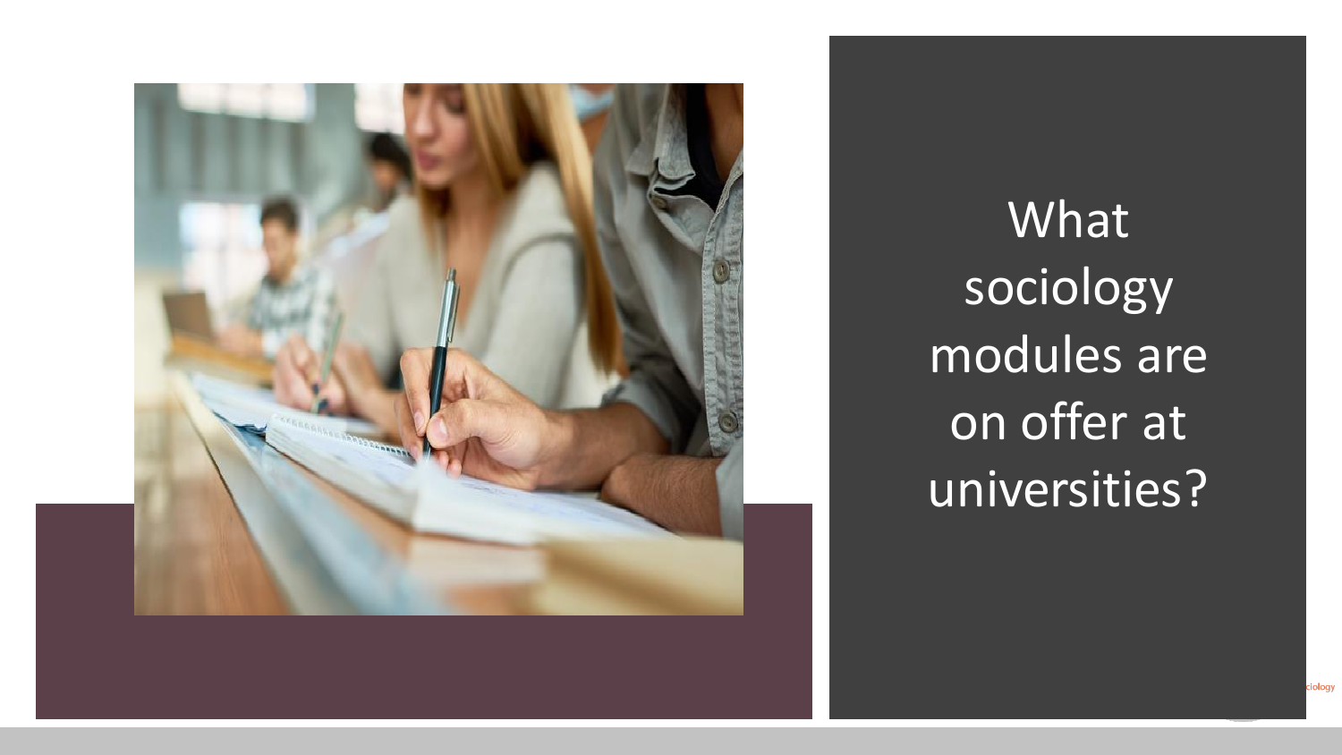# What sociology modules are on offer at universities?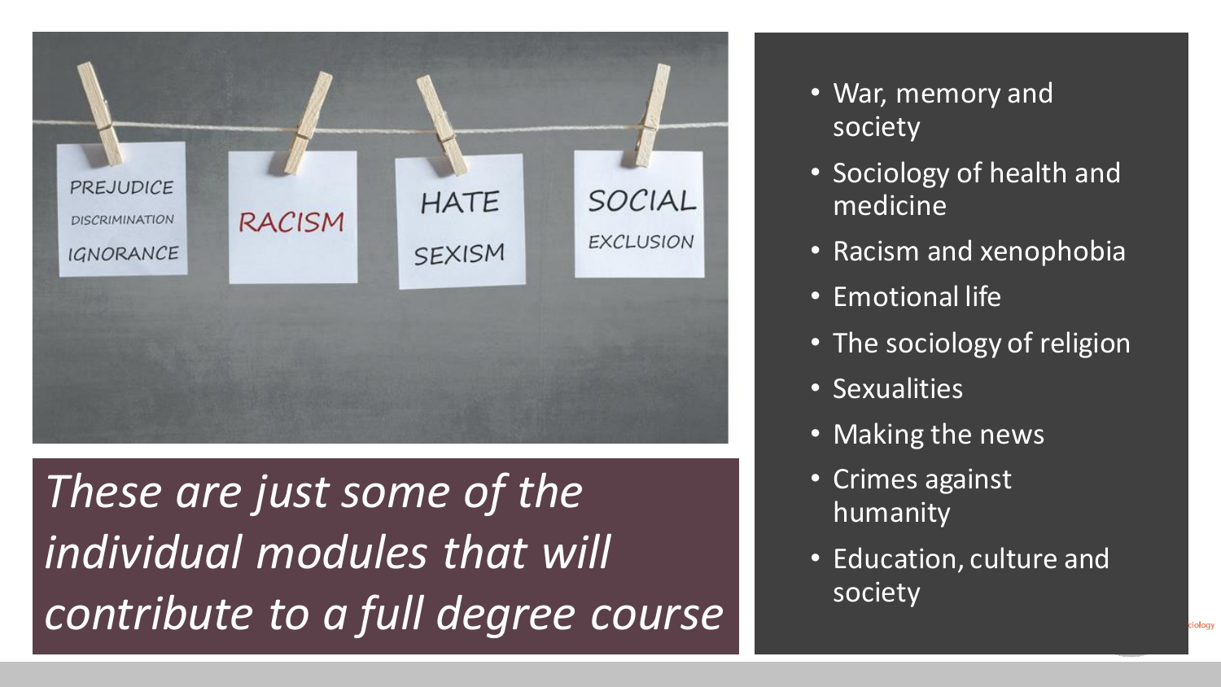*These are just some of the individual modules that will contribute to a full degree course*

- War, memory and society
- Sociology of health and medicine
- Racism and xenophobia
- Emotional life
- The sociology of religion
- Sexualities
- Making the news
- Crimes against humanity
- Education, culture and society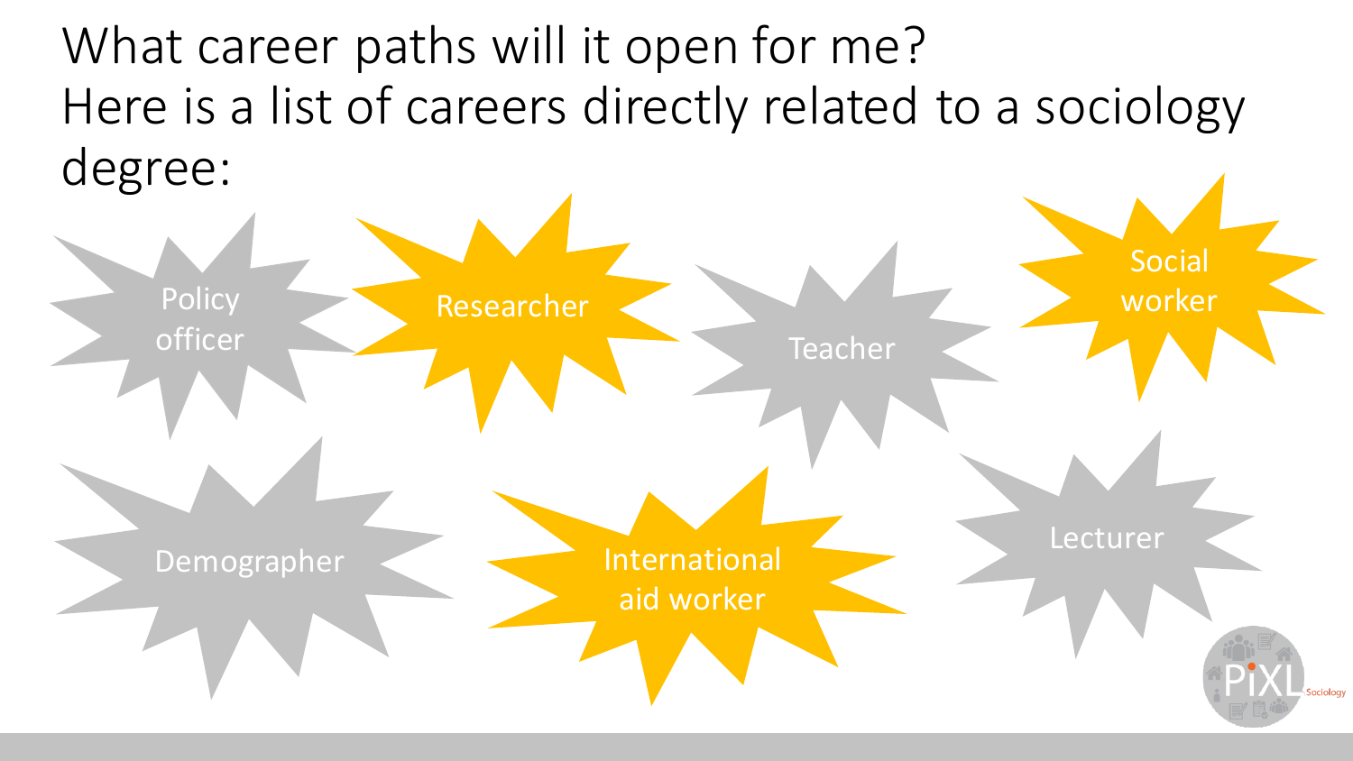# What career paths will it open for me?

Here is a list of careers directly related to a sociology degree:

- Policy officer
- Researcher
- Teacher
- Social worker
- Demographer
- International aid worker
- Lecturer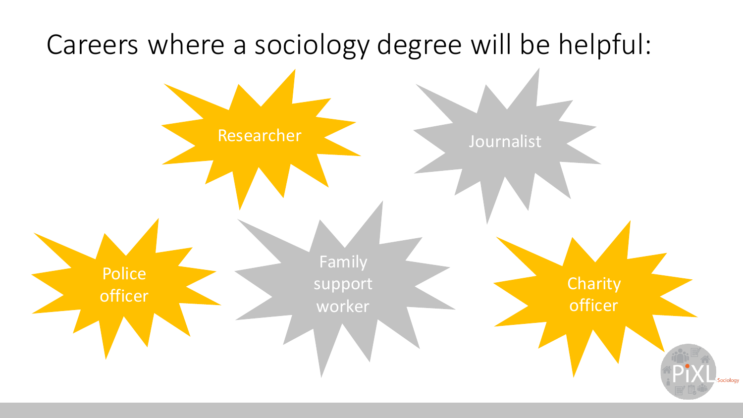# Careers where a sociology degree will be helpful:

- Researcher
- Journalist
- Police officer
- Family support worker
- Charity officer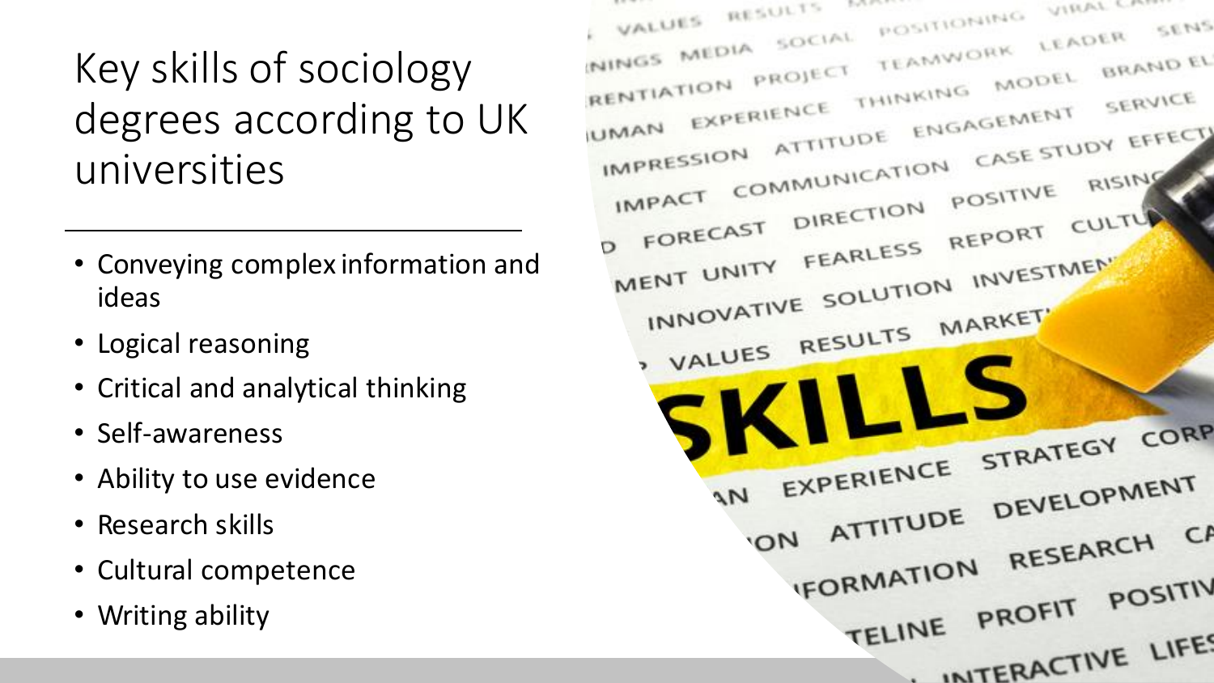# Key skills of sociology degrees according to UK universities

- Conveying complex information and ideas
- Logical reasoning
- Critical and analytical thinking
- Self-awareness
- Ability to use evidence
- Research skills
- Cultural competence
- Writing ability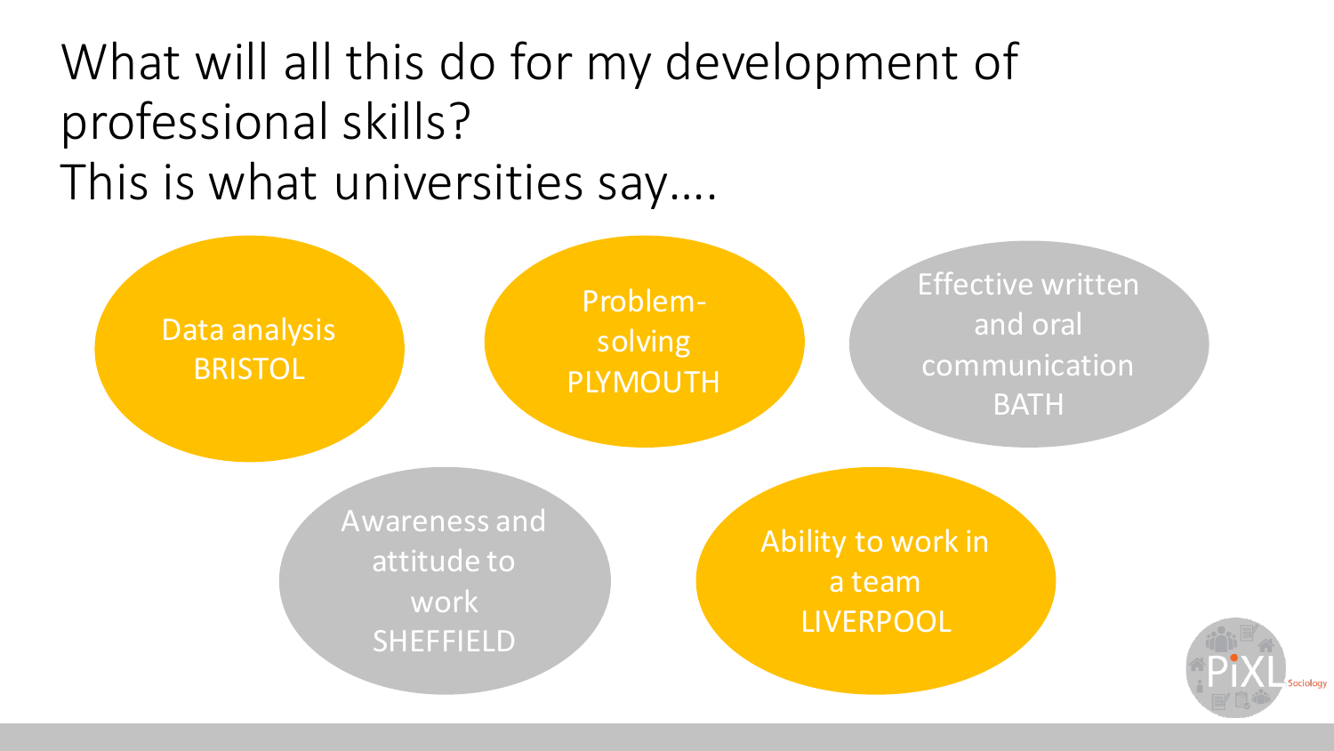# What will all this do for my development of professional skills?

# This is what universities say….

- Data analysis
  BRISTOL
- Problem-solving
  PLYMOUTH
- Effective written and oral communication
  BATH
- Awareness and attitude to work
  SHEFFIELD
- Ability to work in a team
  LIVERPOOL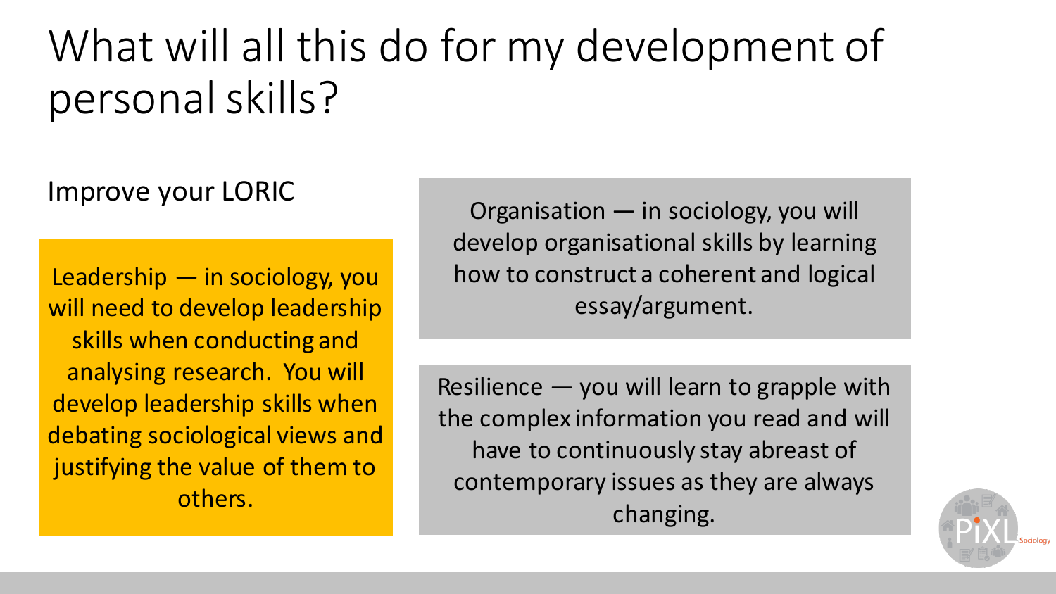# What will all this do for my development of personal skills?

Improve your LORIC

Leadership — in sociology, you will need to develop leadership skills when conducting and analysing research. You will develop leadership skills when debating sociological views and justifying the value of them to others.

Organisation — in sociology, you will develop organisational skills by learning how to construct a coherent and logical essay/argument.

Resilience — you will learn to grapple with the complex information you read and will have to continuously stay abreast of contemporary issues as they are always changing.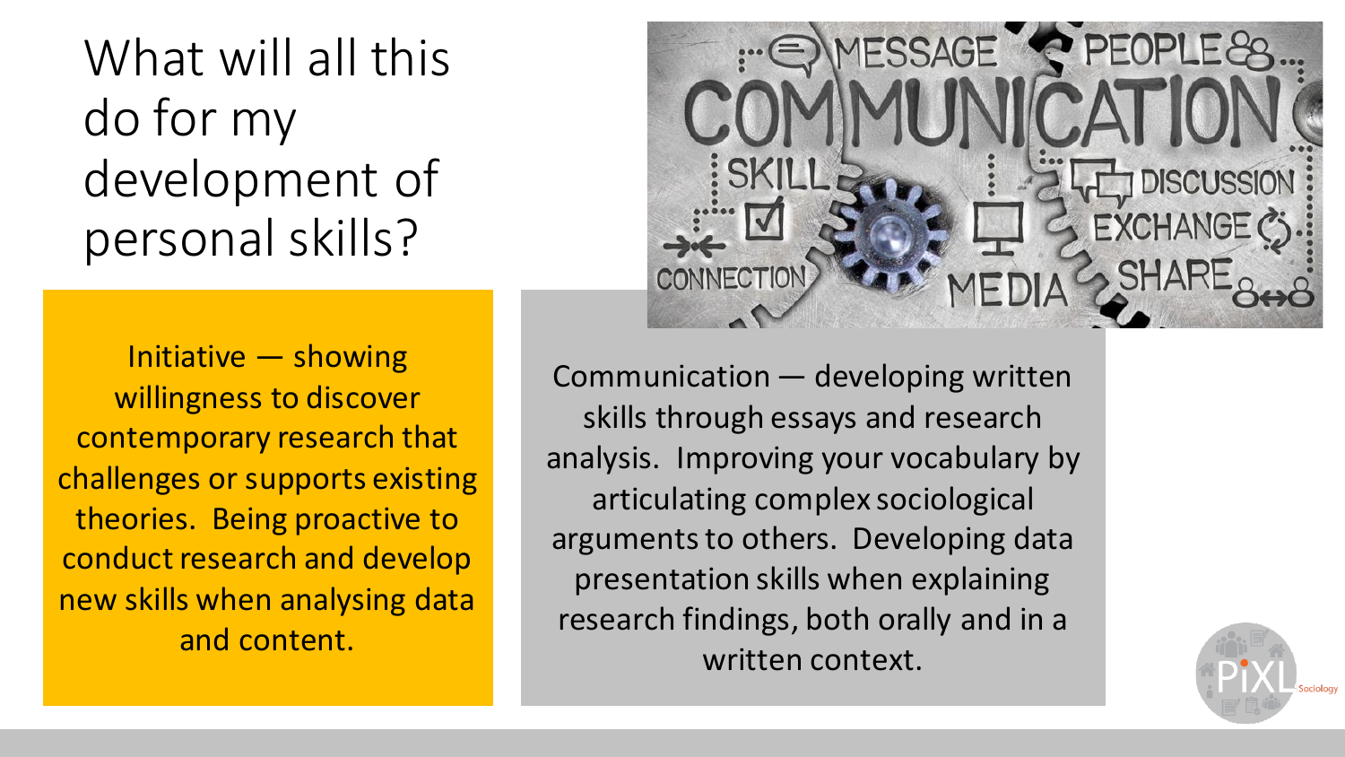# What will all this do for my development of personal skills?

Initiative — showing willingness to discover contemporary research that challenges or supports existing theories. Being proactive to conduct research and develop new skills when analysing data and content.

Communication — developing written skills through essays and research analysis. Improving your vocabulary by articulating complex sociological arguments to others. Developing data presentation skills when explaining research findings, both orally and in a written context.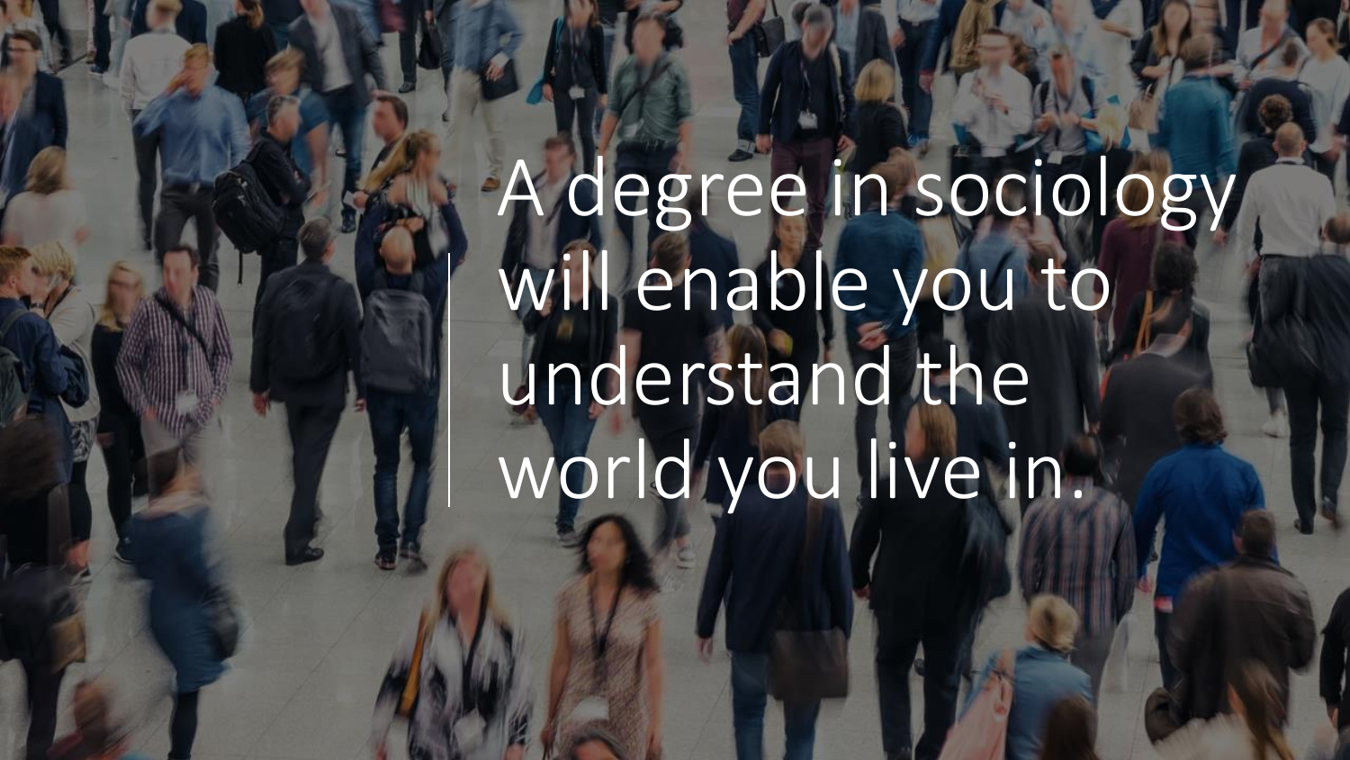A degree in sociology will enable you to understand the world you live in.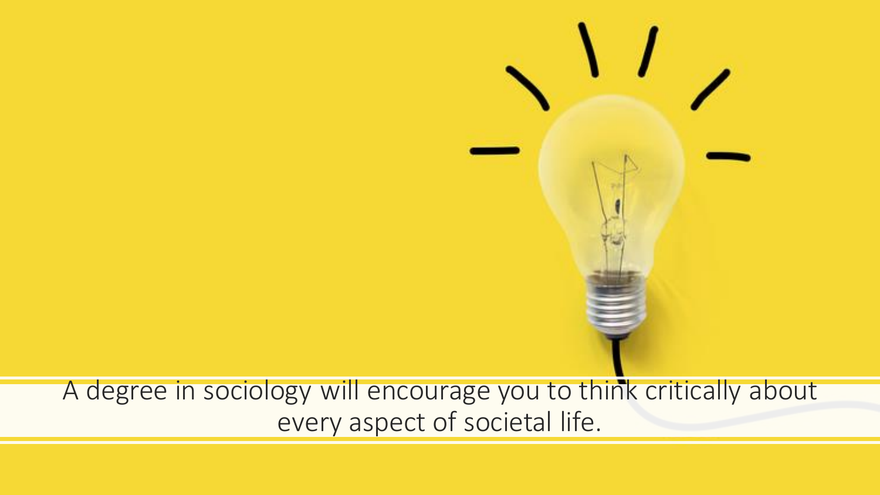A degree in sociology will encourage you to think critically about every aspect of societal life.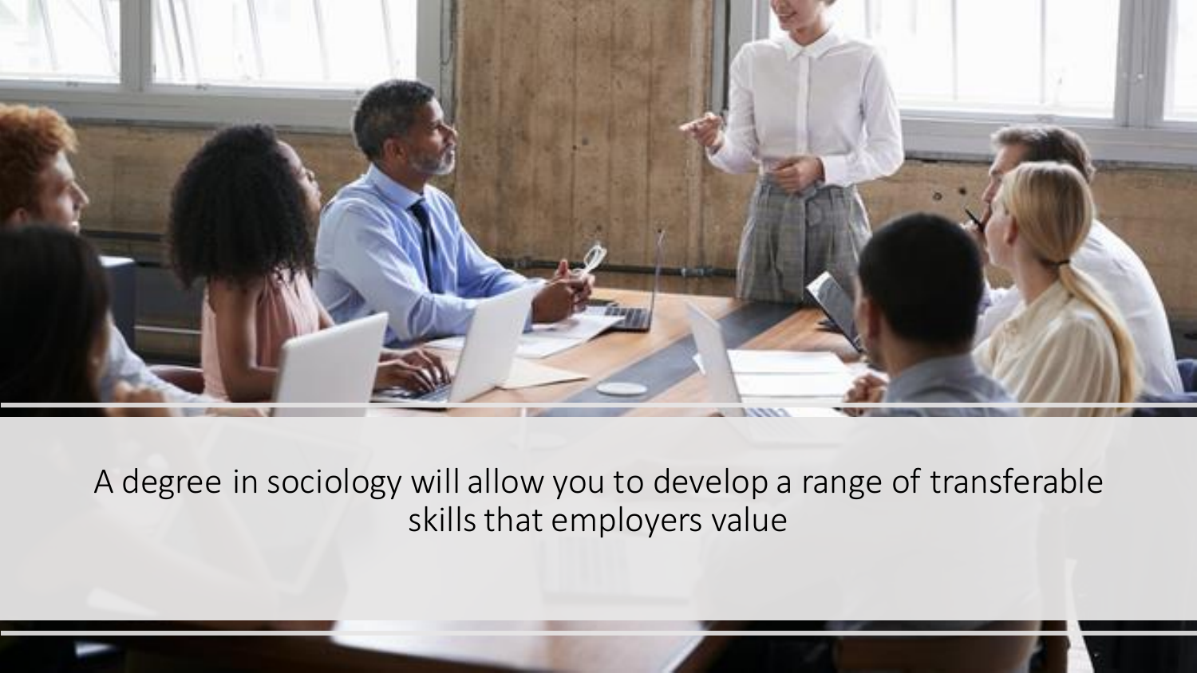A degree in sociology will allow you to develop a range of transferable skills that employers value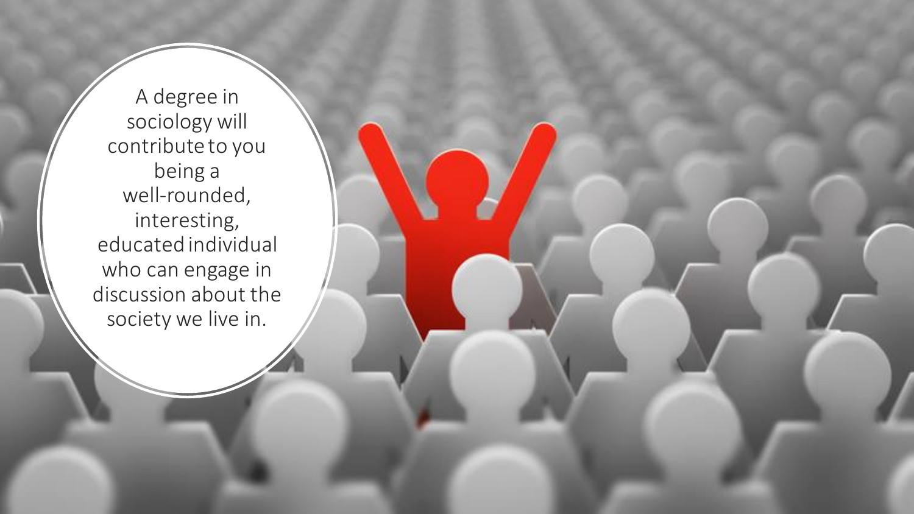A degree in sociology will contribute to you being a well-rounded, interesting, educated individual who can engage in discussion about the society we live in.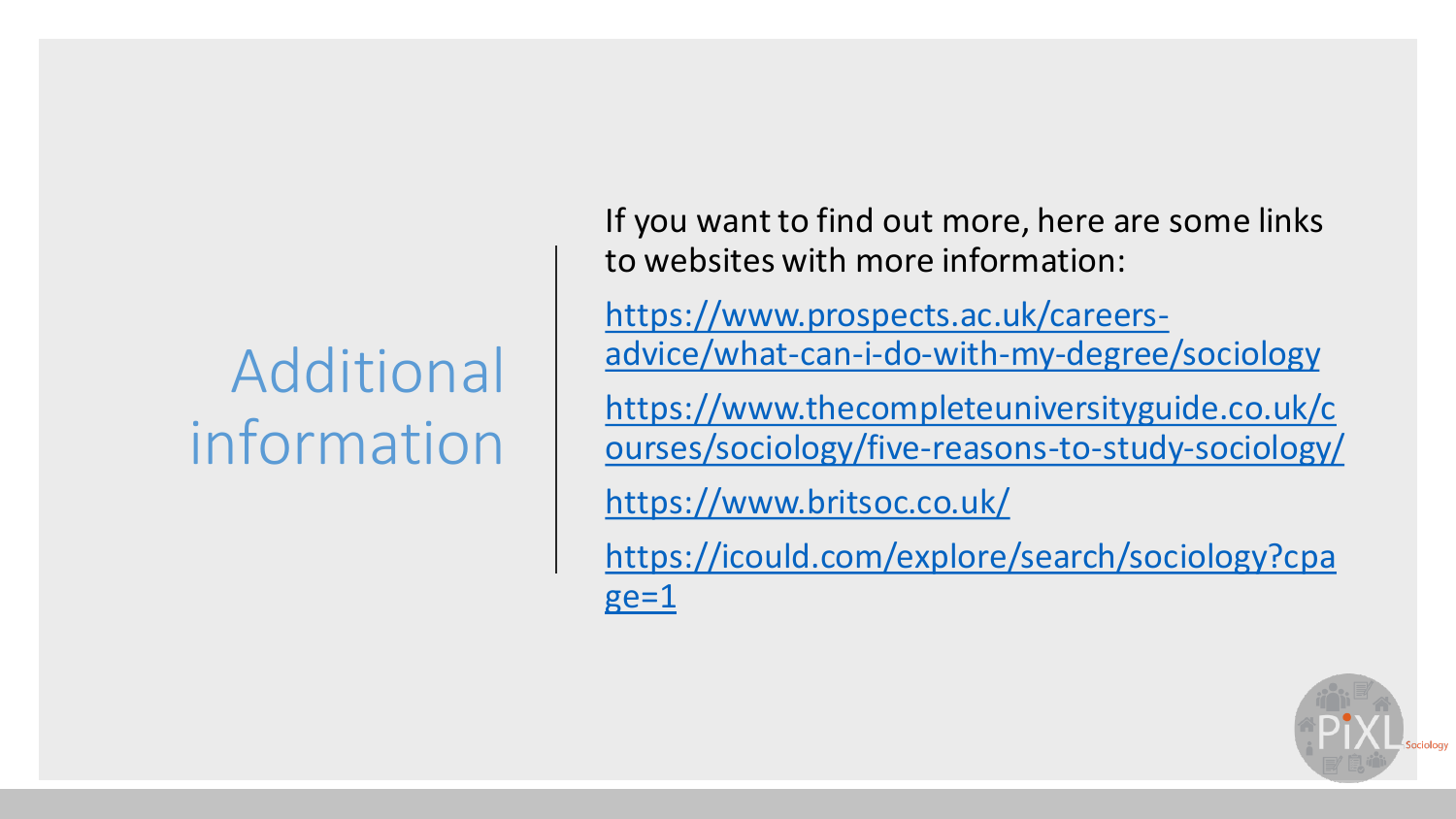# Additional information

If you want to find out more, here are some links to websites with more information:

https://www.prospects.ac.uk/careers-advice/what-can-i-do-with-my-degree/sociology

https://www.thecompleteuniversityguide.co.uk/courses/sociology/five-reasons-to-study-sociology/

https://www.britsoc.co.uk/

https://icould.com/explore/search/sociology?cpage=1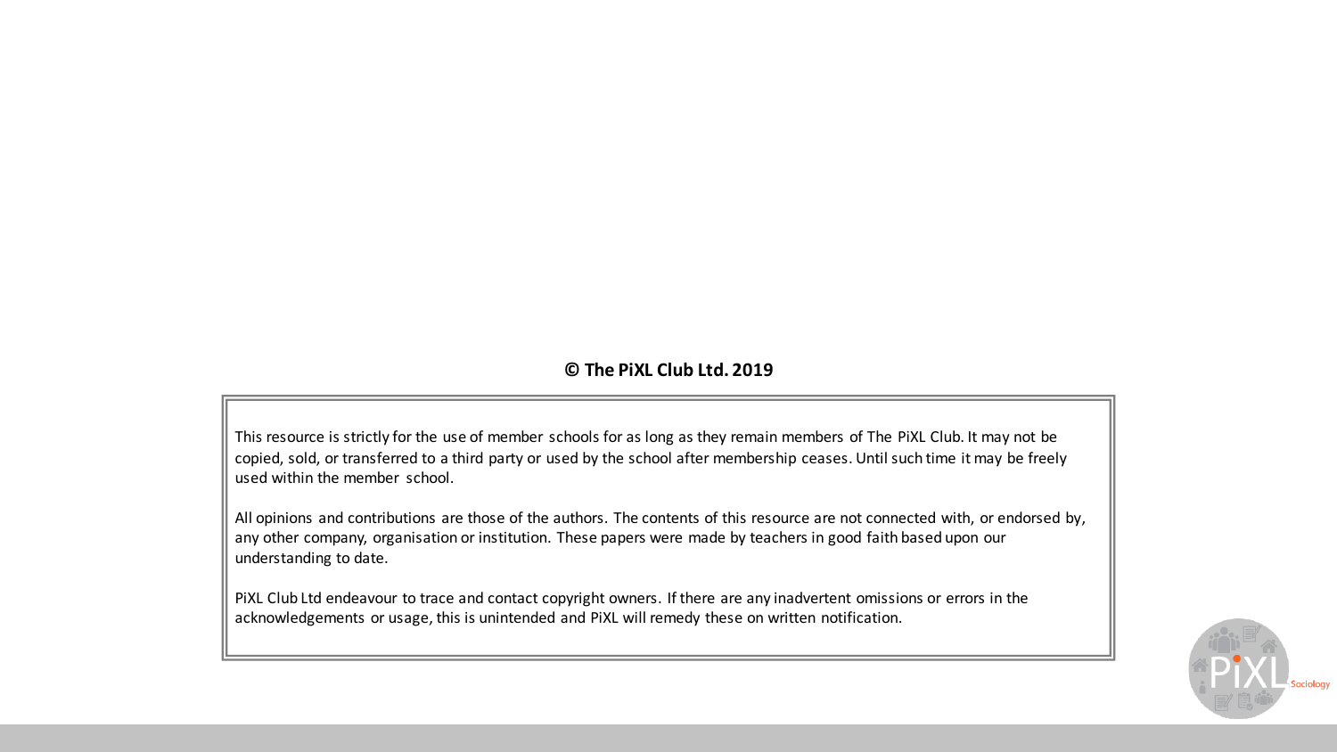**© The PiXL Club Ltd. 2019**

This resource is strictly for the use of member schools for as long as they remain members of The PiXL Club. It may not be copied, sold, or transferred to a third party or used by the school after membership ceases. Until such time it may be freely used within the member school.

All opinions and contributions are those of the authors. The contents of this resource are not connected with, or endorsed by, any other company, organisation or institution. These papers were made by teachers in good faith based upon our understanding to date.

PiXL Club Ltd endeavour to trace and contact copyright owners. If there are any inadvertent omissions or errors in the acknowledgements or usage, this is unintended and PiXL will remedy these on written notification.